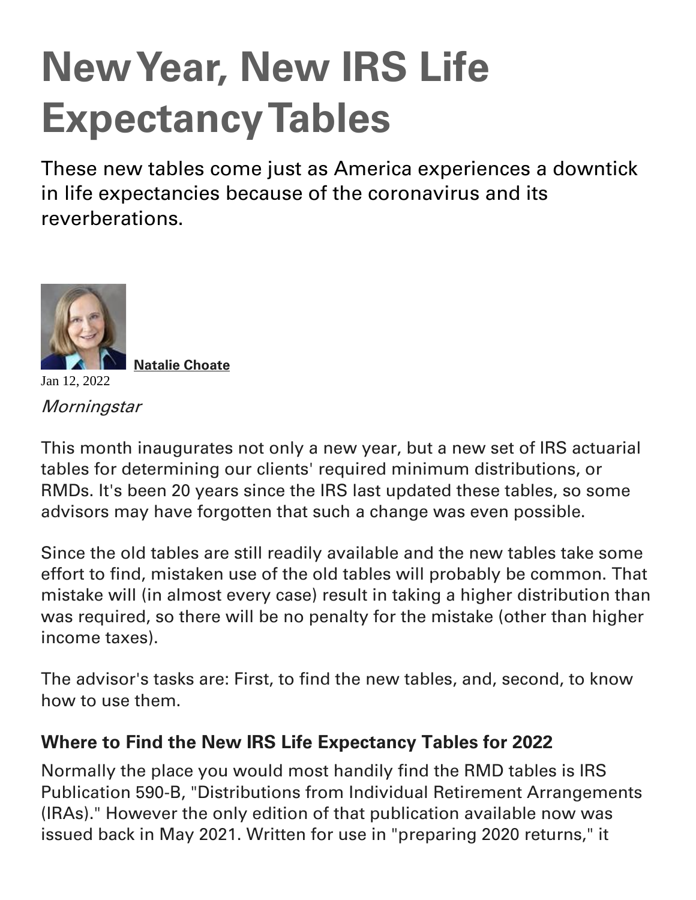# New Year, New IRS Life Expectancy Tables

These new tables come just as America experiences a downtick in life expectancies because of the coronavirus and its reverberations.

**Natalie Choate**

Jan 12, 2022

*Morningstar*

This month inaugurates not only a new year, but a new set of IRS actuarial tables for determining our clients' required minimum distributions, or RMDs. It's been 20 years since the IRS last updated these tables, so some advisors may have forgotten that such a change was even possible.

Since the old tables are still readily available and the new tables take some effort to find, mistaken use of the old tables will probably be common. That mistake will (in almost every case) result in taking a higher distribution than was required, so there will be no penalty for the mistake (other than higher income taxes).

The advisor's tasks are: First, to find the new tables, and, second, to know how to use them.

### Where to Find the New IRS Life Expectancy Tables for 2022

Normally the place you would most handily find the RMD tables is IRS Publication 590-B, "Distributions from Individual Retirement Arrangements (IRAs)." However the only edition of that publication available now was issued back in May 2021. Written for use in "preparing 2020 returns," it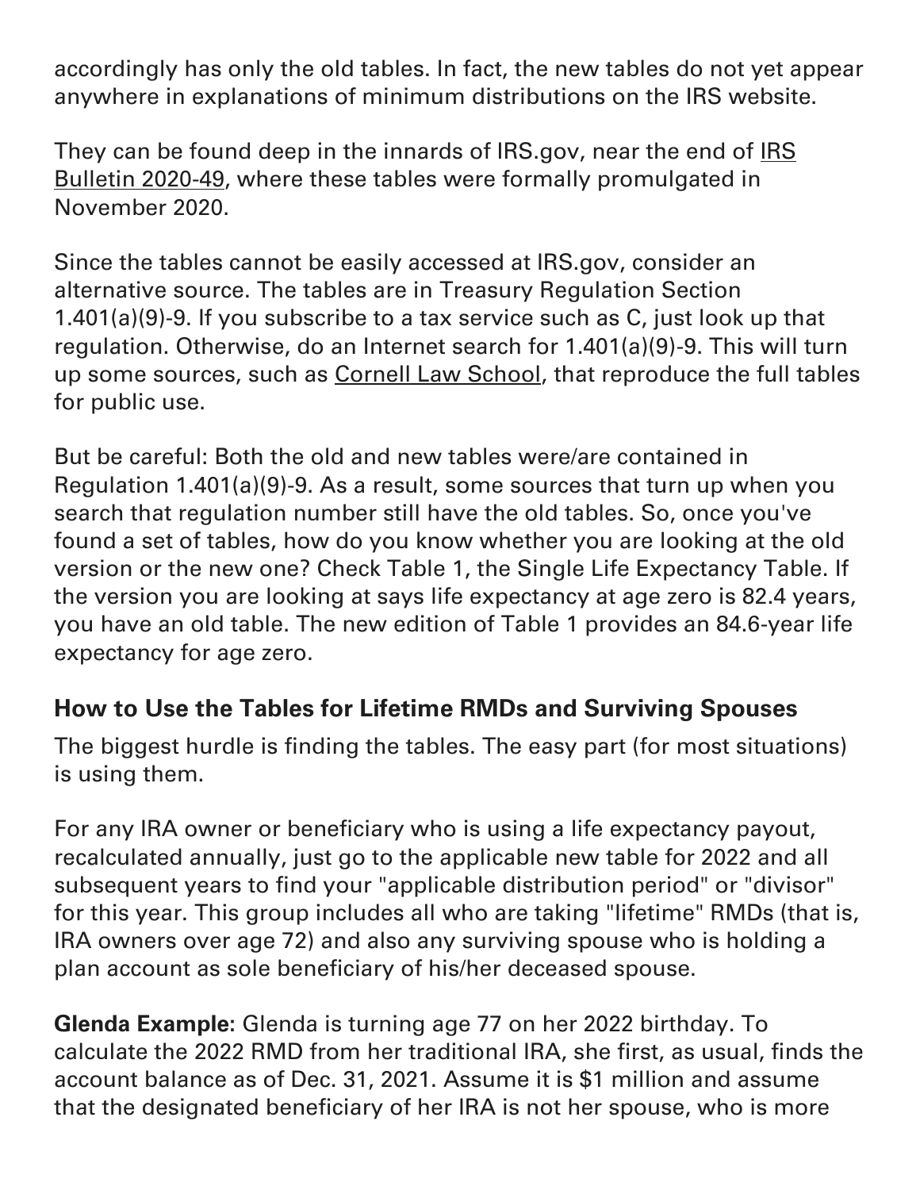accordingly has only the old tables. In fact, the new tables do not yet appear anywhere in explanations of minimum distributions on the IRS website.

They can be found deep in the innards of IRS.gov, near the end of IRS Bulletin 2020-49, where these tables were formally promulgated in November 2020.

Since the tables cannot be easily accessed at IRS.gov, consider an alternative source. The tables are in Treasury Regulation Section 1.401(a)(9)-9. If you subscribe to a tax service such as C, just look up that regulation. Otherwise, do an Internet search for 1.401(a)(9)-9. This will turn up some sources, such as Cornell Law School, that reproduce the full tables for public use.

But be careful: Both the old and new tables were/are contained in Regulation 1.401(a)(9)-9. As a result, some sources that turn up when you search that regulation number still have the old tables. So, once you've found a set of tables, how do you know whether you are looking at the old version or the new one? Check Table 1, the Single Life Expectancy Table. If the version you are looking at says life expectancy at age zero is 82.4 years, you have an old table. The new edition of Table 1 provides an 84.6-year life expectancy for age zero.

## How to Use the Tables for Lifetime RMDs and Surviving Spouses

The biggest hurdle is finding the tables. The easy part (for most situations) is using them.

For any IRA owner or beneficiary who is using a life expectancy payout, recalculated annually, just go to the applicable new table for 2022 and all subsequent years to find your "applicable distribution period" or "divisor" for this year. This group includes all who are taking "lifetime" RMDs (that is, IRA owners over age 72) and also any surviving spouse who is holding a plan account as sole beneficiary of his/her deceased spouse.

**Glenda Example:** Glenda is turning age 77 on her 2022 birthday. To calculate the 2022 RMD from her traditional IRA, she first, as usual, finds the account balance as of Dec. 31, 2021. Assume it is $1 million and assume that the designated beneficiary of her IRA is not her spouse, who is more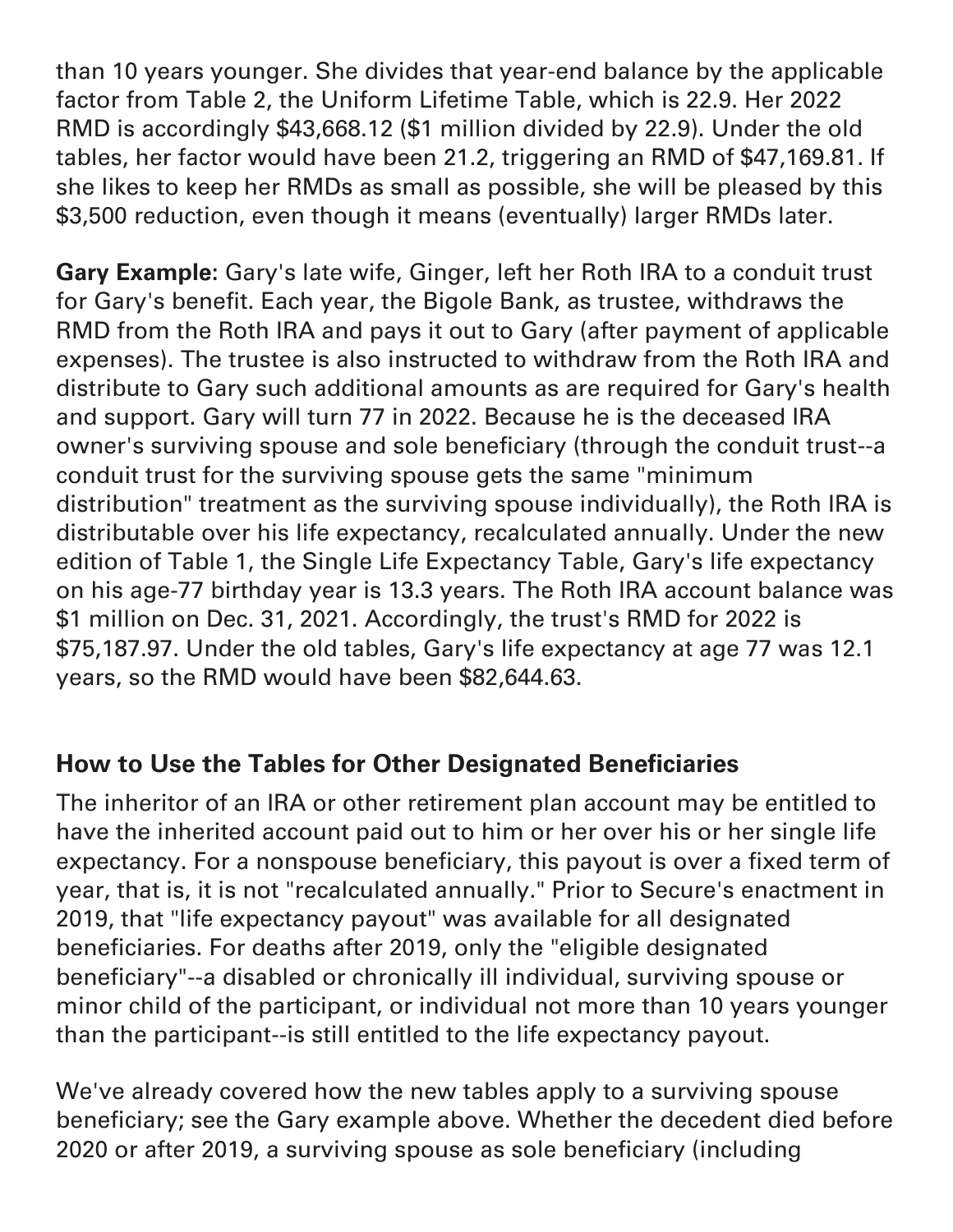than 10 years younger. She divides that year-end balance by the applicable factor from Table 2, the Uniform Lifetime Table, which is 22.9. Her 2022 RMD is accordingly $43,668.12 ($1 million divided by 22.9). Under the old tables, her factor would have been 21.2, triggering an RMD of $47,169.81. If she likes to keep her RMDs as small as possible, she will be pleased by this $3,500 reduction, even though it means (eventually) larger RMDs later.

**Gary Example:** Gary's late wife, Ginger, left her Roth IRA to a conduit trust for Gary's benefit. Each year, the Bigole Bank, as trustee, withdraws the RMD from the Roth IRA and pays it out to Gary (after payment of applicable expenses). The trustee is also instructed to withdraw from the Roth IRA and distribute to Gary such additional amounts as are required for Gary's health and support. Gary will turn 77 in 2022. Because he is the deceased IRA owner's surviving spouse and sole beneficiary (through the conduit trust--a conduit trust for the surviving spouse gets the same "minimum distribution" treatment as the surviving spouse individually), the Roth IRA is distributable over his life expectancy, recalculated annually. Under the new edition of Table 1, the Single Life Expectancy Table, Gary's life expectancy on his age-77 birthday year is 13.3 years. The Roth IRA account balance was $1 million on Dec. 31, 2021. Accordingly, the trust's RMD for 2022 is $75,187.97. Under the old tables, Gary's life expectancy at age 77 was 12.1 years, so the RMD would have been $82,644.63.

## How to Use the Tables for Other Designated Beneficiaries

The inheritor of an IRA or other retirement plan account may be entitled to have the inherited account paid out to him or her over his or her single life expectancy. For a nonspouse beneficiary, this payout is over a fixed term of year, that is, it is not "recalculated annually." Prior to Secure's enactment in 2019, that "life expectancy payout" was available for all designated beneficiaries. For deaths after 2019, only the "eligible designated beneficiary"--a disabled or chronically ill individual, surviving spouse or minor child of the participant, or individual not more than 10 years younger than the participant--is still entitled to the life expectancy payout.

We've already covered how the new tables apply to a surviving spouse beneficiary; see the Gary example above. Whether the decedent died before 2020 or after 2019, a surviving spouse as sole beneficiary (including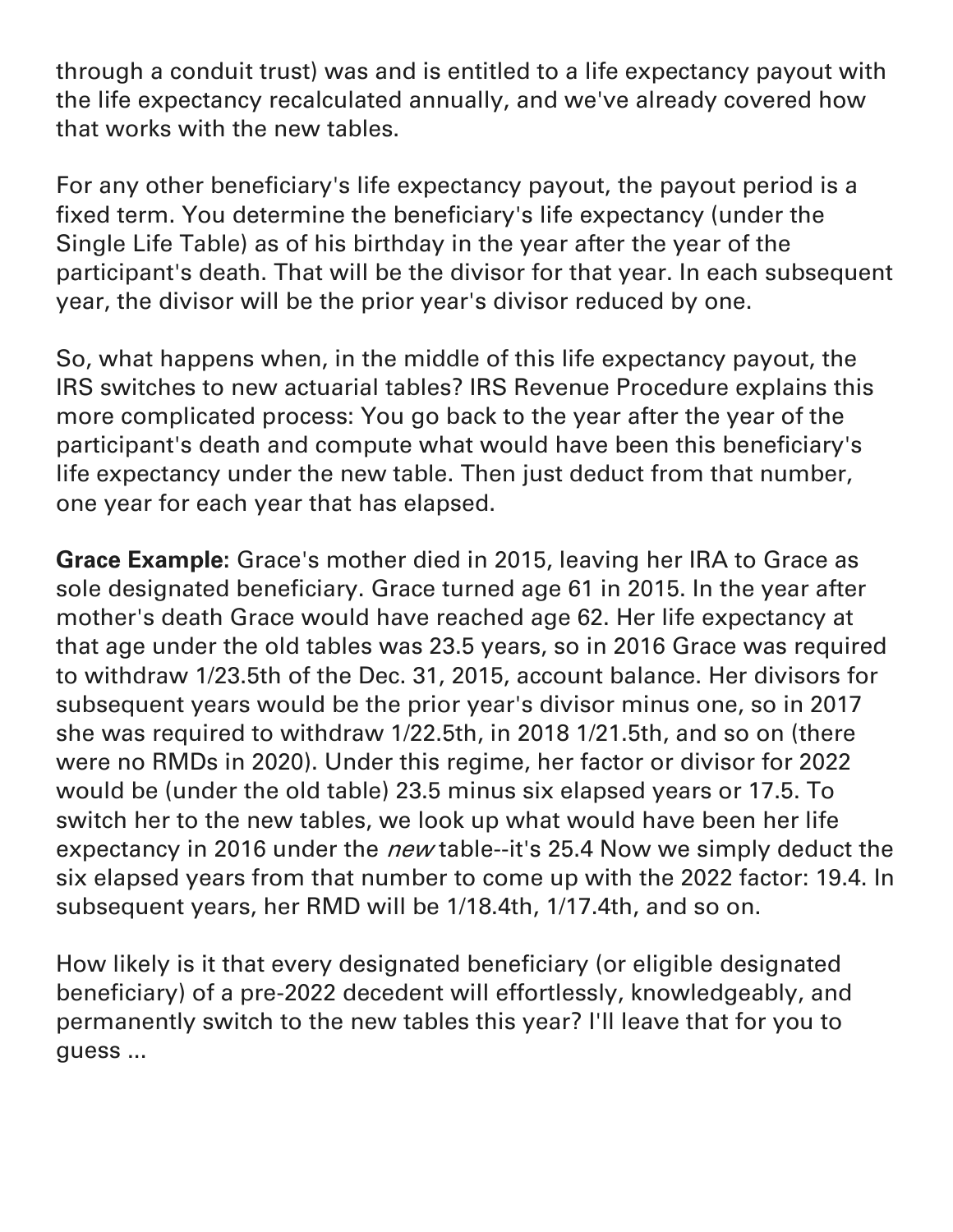through a conduit trust) was and is entitled to a life expectancy payout with the life expectancy recalculated annually, and we've already covered how that works with the new tables.

For any other beneficiary's life expectancy payout, the payout period is a fixed term. You determine the beneficiary's life expectancy (under the Single Life Table) as of his birthday in the year after the year of the participant's death. That will be the divisor for that year. In each subsequent year, the divisor will be the prior year's divisor reduced by one.

So, what happens when, in the middle of this life expectancy payout, the IRS switches to new actuarial tables? IRS Revenue Procedure explains this more complicated process: You go back to the year after the year of the participant's death and compute what would have been this beneficiary's life expectancy under the new table. Then just deduct from that number, one year for each year that has elapsed.

**Grace Example:** Grace's mother died in 2015, leaving her IRA to Grace as sole designated beneficiary. Grace turned age 61 in 2015. In the year after mother's death Grace would have reached age 62. Her life expectancy at that age under the old tables was 23.5 years, so in 2016 Grace was required to withdraw 1/23.5th of the Dec. 31, 2015, account balance. Her divisors for subsequent years would be the prior year's divisor minus one, so in 2017 she was required to withdraw 1/22.5th, in 2018 1/21.5th, and so on (there were no RMDs in 2020). Under this regime, her factor or divisor for 2022 would be (under the old table) 23.5 minus six elapsed years or 17.5. To switch her to the new tables, we look up what would have been her life expectancy in 2016 under the *new* table--it's 25.4 Now we simply deduct the six elapsed years from that number to come up with the 2022 factor: 19.4. In subsequent years, her RMD will be 1/18.4th, 1/17.4th, and so on.

How likely is it that every designated beneficiary (or eligible designated beneficiary) of a pre-2022 decedent will effortlessly, knowledgeably, and permanently switch to the new tables this year? I'll leave that for you to guess ...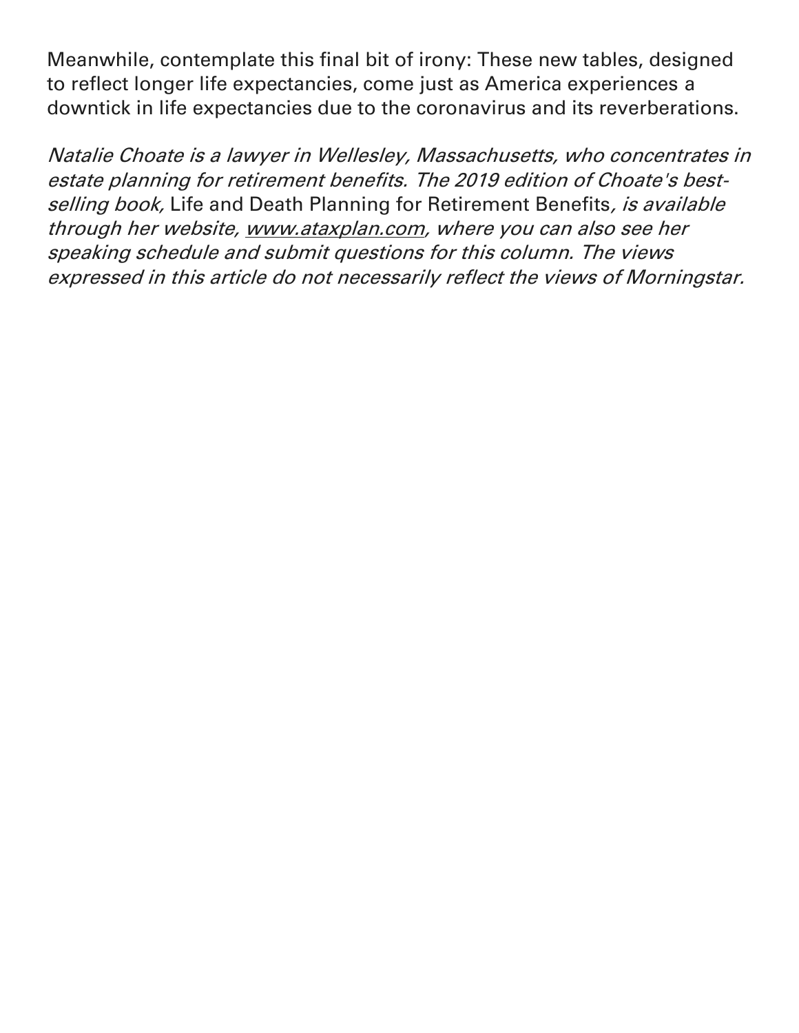Meanwhile, contemplate this final bit of irony: These new tables, designed to reflect longer life expectancies, come just as America experiences a downtick in life expectancies due to the coronavirus and its reverberations.

*Natalie Choate is a lawyer in Wellesley, Massachusetts, who concentrates in estate planning for retirement benefits. The 2019 edition of Choate's best-selling book,* Life and Death Planning for Retirement Benefits*, is available through her website, [www.ataxplan.com](http://www.ataxplan.com), where you can also see her speaking schedule and submit questions for this column. The views expressed in this article do not necessarily reflect the views of Morningstar.*